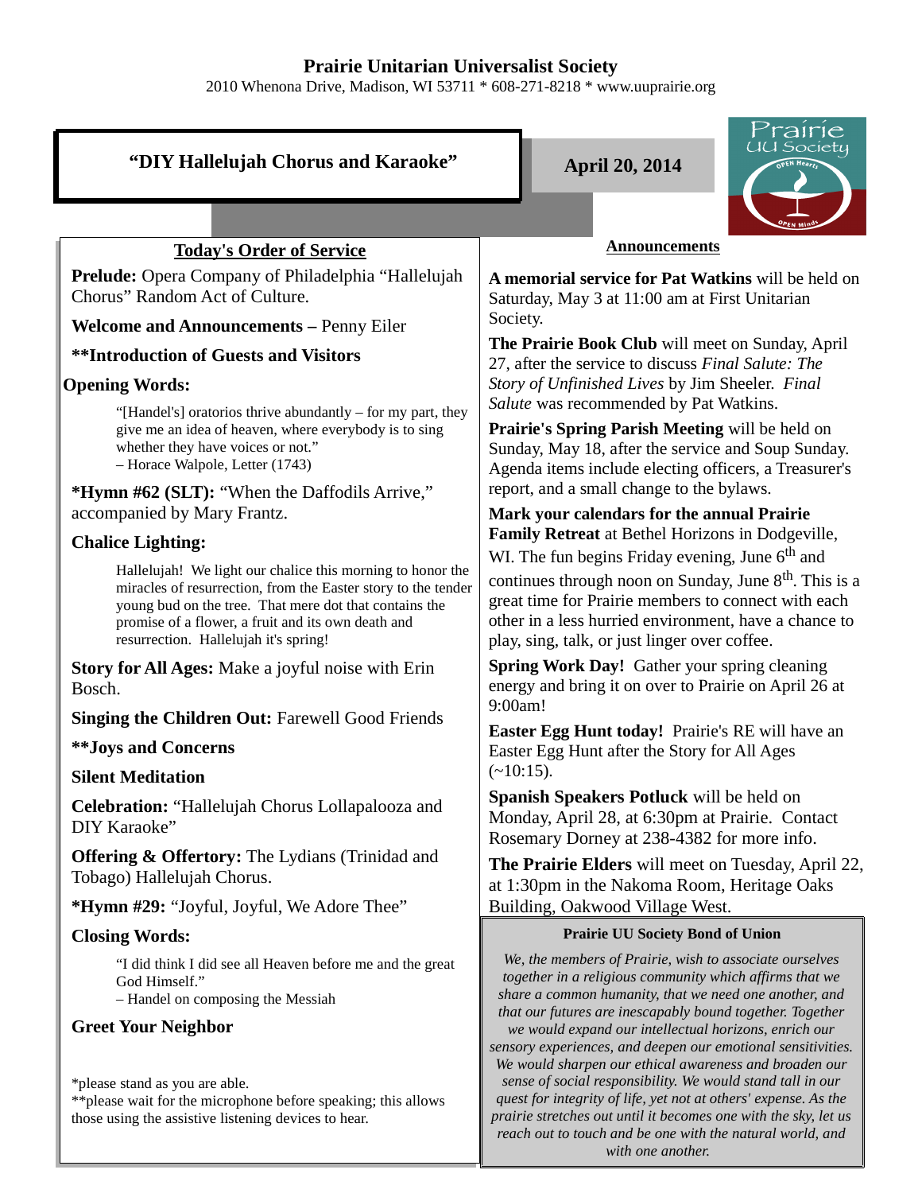# Prairie Unitarian Universalist Society

2010 Whenona Drive, Madison, WI 53711 * 608-271-8218 * www.uuprairie.org

## “DIY Hallelujah Chorus and Karaoke”

**April 20, 2014**

Prairie UU Society — OPEN Hearts — OPEN Minds

### Today's Order of Service

**Prelude:** Opera Company of Philadelphia “Hallelujah Chorus” Random Act of Culture.

**Welcome and Announcements –** Penny Eiler

**\*\*Introduction of Guests and Visitors**

**Opening Words:**

> “[Handel's] oratorios thrive abundantly – for my part, they give me an idea of heaven, where everybody is to sing whether they have voices or not.”
> – Horace Walpole, Letter (1743)

**\*Hymn #62 (SLT):** “When the Daffodils Arrive,” accompanied by Mary Frantz.

**Chalice Lighting:**

> Hallelujah! We light our chalice this morning to honor the miracles of resurrection, from the Easter story to the tender young bud on the tree. That mere dot that contains the promise of a flower, a fruit and its own death and resurrection. Hallelujah it's spring!

**Story for All Ages:** Make a joyful noise with Erin Bosch.

**Singing the Children Out:** Farewell Good Friends

**\*\*Joys and Concerns**

**Silent Meditation**

**Celebration:** “Hallelujah Chorus Lollapalooza and DIY Karaoke”

**Offering & Offertory:** The Lydians (Trinidad and Tobago) Hallelujah Chorus.

**\*Hymn #29:** “Joyful, Joyful, We Adore Thee”

**Closing Words:**

> “I did think I did see all Heaven before me and the great God Himself.”
> – Handel on composing the Messiah

**Greet Your Neighbor**

\*please stand as you are able.
\*\*please wait for the microphone before speaking; this allows those using the assistive listening devices to hear.

### Announcements

**A memorial service for Pat Watkins** will be held on Saturday, May 3 at 11:00 am at First Unitarian Society.

**The Prairie Book Club** will meet on Sunday, April 27, after the service to discuss *Final Salute: The Story of Unfinished Lives* by Jim Sheeler. *Final Salute* was recommended by Pat Watkins.

**Prairie's Spring Parish Meeting** will be held on Sunday, May 18, after the service and Soup Sunday. Agenda items include electing officers, a Treasurer's report, and a small change to the bylaws.

**Mark your calendars for the annual Prairie Family Retreat** at Bethel Horizons in Dodgeville, WI. The fun begins Friday evening, June 6th and continues through noon on Sunday, June 8th. This is a great time for Prairie members to connect with each other in a less hurried environment, have a chance to play, sing, talk, or just linger over coffee.

**Spring Work Day!** Gather your spring cleaning energy and bring it on over to Prairie on April 26 at 9:00am!

**Easter Egg Hunt today!** Prairie's RE will have an Easter Egg Hunt after the Story for All Ages (~10:15).

**Spanish Speakers Potluck** will be held on Monday, April 28, at 6:30pm at Prairie. Contact Rosemary Dorney at 238-4382 for more info.

**The Prairie Elders** will meet on Tuesday, April 22, at 1:30pm in the Nakoma Room, Heritage Oaks Building, Oakwood Village West.

### Prairie UU Society Bond of Union

*We, the members of Prairie, wish to associate ourselves together in a religious community which affirms that we share a common humanity, that we need one another, and that our futures are inescapably bound together. Together we would expand our intellectual horizons, enrich our sensory experiences, and deepen our emotional sensitivities. We would sharpen our ethical awareness and broaden our sense of social responsibility. We would stand tall in our quest for integrity of life, yet not at others' expense. As the prairie stretches out until it becomes one with the sky, let us reach out to touch and be one with the natural world, and with one another.*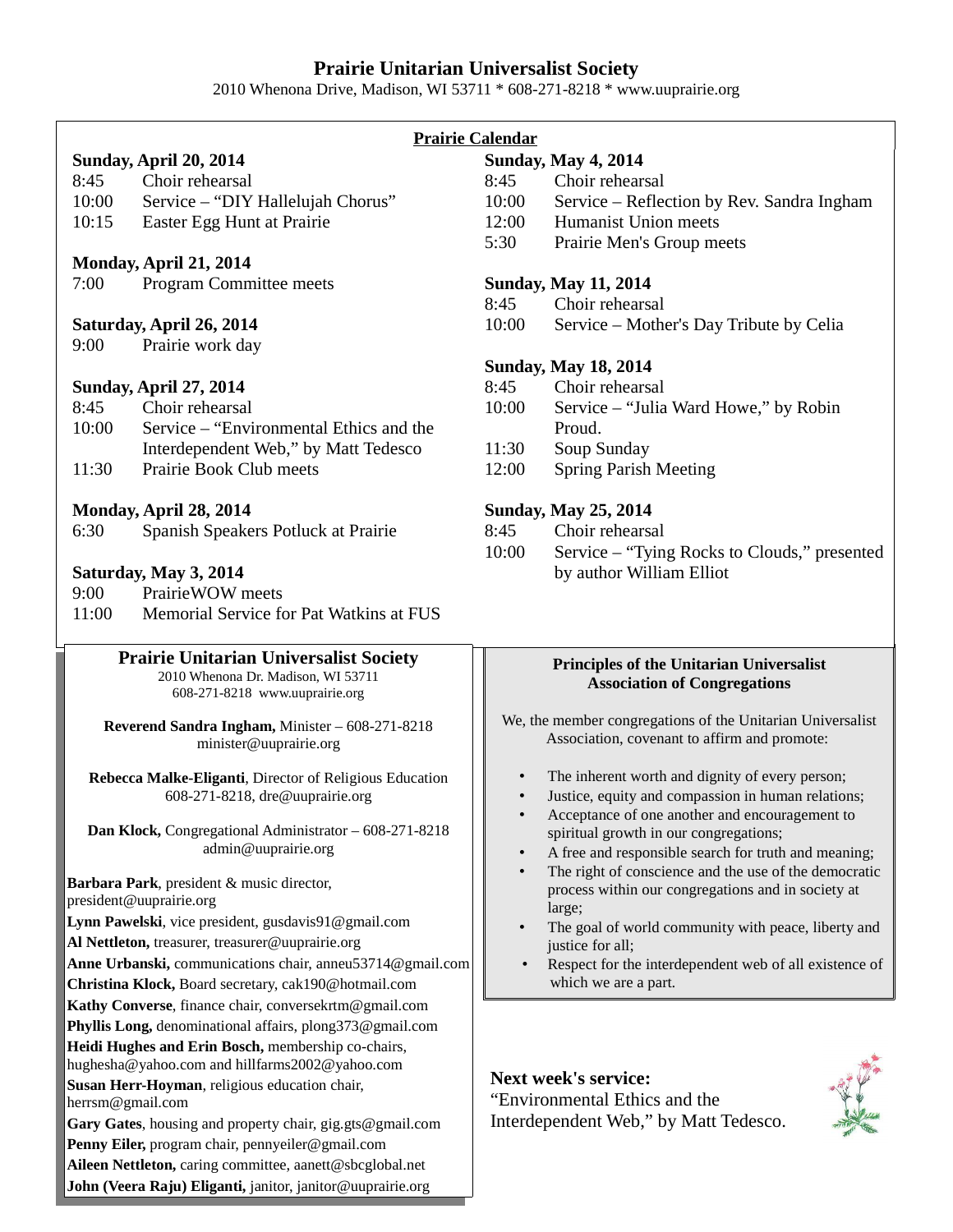# Prairie Unitarian Universalist Society

2010 Whenona Drive, Madison, WI 53711 * 608-271-8218 * www.uuprairie.org

## Prairie Calendar

**Sunday, April 20, 2014**
8:45 Choir rehearsal
10:00 Service – "DIY Hallelujah Chorus"
10:15 Easter Egg Hunt at Prairie

**Monday, April 21, 2014**
7:00 Program Committee meets

**Saturday, April 26, 2014**
9:00 Prairie work day

**Sunday, April 27, 2014**
8:45 Choir rehearsal
10:00 Service – "Environmental Ethics and the Interdependent Web," by Matt Tedesco
11:30 Prairie Book Club meets

**Monday, April 28, 2014**
6:30 Spanish Speakers Potluck at Prairie

**Saturday, May 3, 2014**
9:00 PrairieWOW meets
11:00 Memorial Service for Pat Watkins at FUS

**Sunday, May 4, 2014**
8:45 Choir rehearsal
10:00 Service – Reflection by Rev. Sandra Ingham
12:00 Humanist Union meets
5:30 Prairie Men's Group meets

**Sunday, May 11, 2014**
8:45 Choir rehearsal
10:00 Service – Mother's Day Tribute by Celia

**Sunday, May 18, 2014**
8:45 Choir rehearsal
10:00 Service – "Julia Ward Howe," by Robin Proud.
11:30 Soup Sunday
12:00 Spring Parish Meeting

**Sunday, May 25, 2014**
8:45 Choir rehearsal
10:00 Service – "Tying Rocks to Clouds," presented by author William Elliot

### Prairie Unitarian Universalist Society

2010 Whenona Dr. Madison, WI 53711
608-271-8218 www.uuprairie.org

**Reverend Sandra Ingham,** Minister – 608-271-8218
minister@uuprairie.org

**Rebecca Malke-Eliganti**, Director of Religious Education
608-271-8218, dre@uuprairie.org

**Dan Klock,** Congregational Administrator – 608-271-8218
admin@uuprairie.org

**Barbara Park**, president & music director, president@uuprairie.org
**Lynn Pawelski**, vice president, gusdavis91@gmail.com
**Al Nettleton,** treasurer, treasurer@uuprairie.org
**Anne Urbanski,** communications chair, anneu53714@gmail.com
**Christina Klock,** Board secretary, cak190@hotmail.com
**Kathy Converse**, finance chair, conversekrtm@gmail.com
**Phyllis Long,** denominational affairs, plong373@gmail.com
**Heidi Hughes and Erin Bosch,** membership co-chairs, hughesha@yahoo.com and hillfarms2002@yahoo.com
**Susan Herr-Hoyman**, religious education chair, herrsm@gmail.com
**Gary Gates**, housing and property chair, gig.gts@gmail.com
**Penny Eiler,** program chair, pennyeiler@gmail.com
**Aileen Nettleton,** caring committee, aanett@sbcglobal.net
**John (Veera Raju) Eliganti,** janitor, janitor@uuprairie.org

### Principles of the Unitarian Universalist Association of Congregations

We, the member congregations of the Unitarian Universalist Association, covenant to affirm and promote:

- The inherent worth and dignity of every person;
- Justice, equity and compassion in human relations;
- Acceptance of one another and encouragement to spiritual growth in our congregations;
- A free and responsible search for truth and meaning;
- The right of conscience and the use of the democratic process within our congregations and in society at large;
- The goal of world community with peace, liberty and justice for all;
- Respect for the interdependent web of all existence of which we are a part.

**Next week's service:**
"Environmental Ethics and the Interdependent Web," by Matt Tedesco.